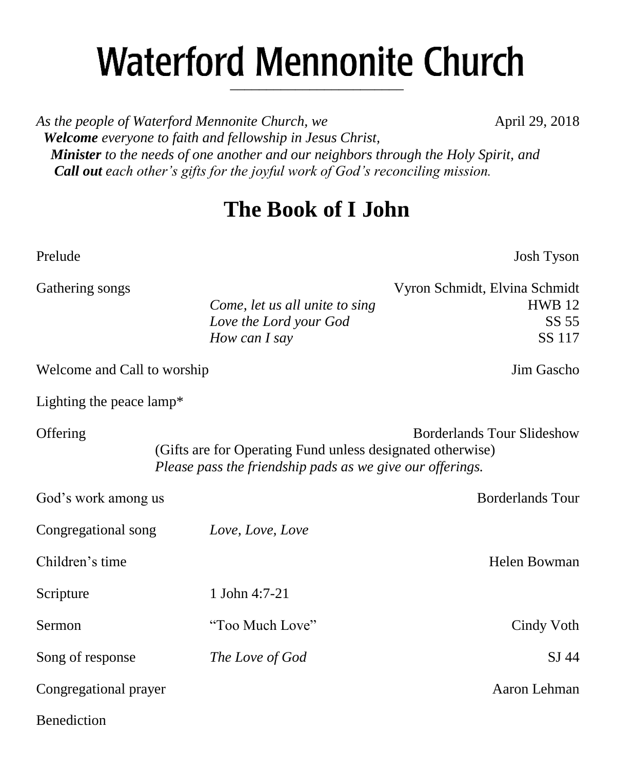# Waterford Mennonite Church

*As the people of Waterford Mennonite Church, we* April 29, 2018
***Welcome** everyone to faith and fellowship in Jesus Christ,*
***Minister** to the needs of one another and our neighbors through the Holy Spirit, and*
***Call out** each other's gifts for the joyful work of God's reconciling mission.*

## The Book of I John

Prelude — Josh Tyson

Gathering songs — Vyron Schmidt, Elvina Schmidt

- *Come, let us all unite to sing* — HWB 12
- *Love the Lord your God* — SS 55
- *How can I say* — SS 117

Welcome and Call to worship — Jim Gascho

Lighting the peace lamp*

Offering — Borderlands Tour Slideshow

(Gifts are for Operating Fund unless designated otherwise)
*Please pass the friendship pads as we give our offerings.*

God's work among us — Borderlands Tour

Congregational song — *Love, Love, Love*

Children's time — Helen Bowman

Scripture — 1 John 4:7-21

Sermon — "Too Much Love" — Cindy Voth

Song of response — *The Love of God* — SJ 44

Congregational prayer — Aaron Lehman

Benediction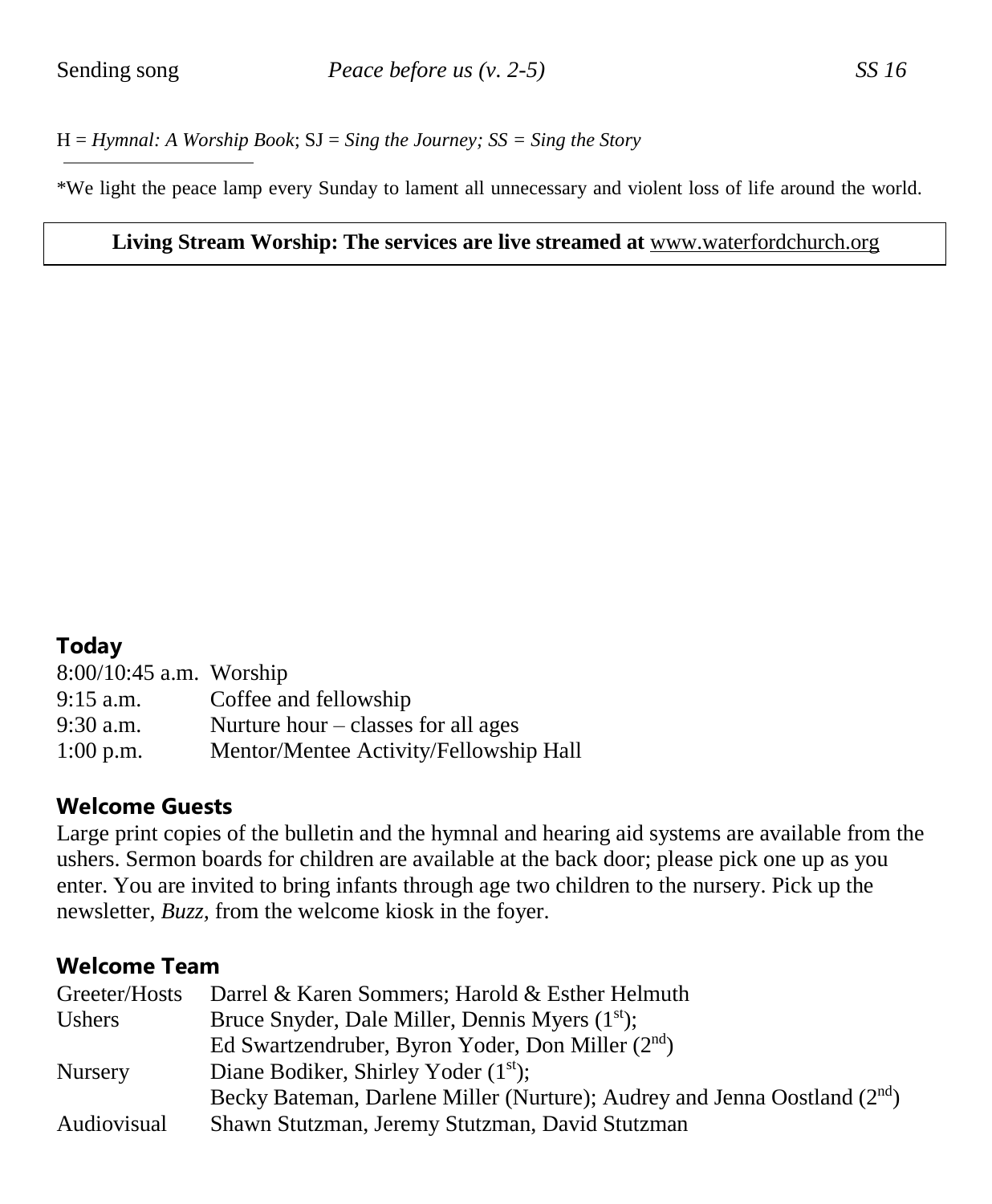| Sending song | *Peace before us (v. 2-5)* | *SS 16* |
|---|---|---|

H = *Hymnal: A Worship Book*; SJ = *Sing the Journey; SS = Sing the Story*

---

*We light the peace lamp every Sunday to lament all unnecessary and violent loss of life around the world.

**Living Stream Worship: The services are live streamed at** www.waterfordchurch.org

## Today

| | |
|---|---|
| 8:00/10:45 a.m. | Worship |
| 9:15 a.m. | Coffee and fellowship |
| 9:30 a.m. | Nurture hour – classes for all ages |
| 1:00 p.m. | Mentor/Mentee Activity/Fellowship Hall |

## Welcome Guests

Large print copies of the bulletin and the hymnal and hearing aid systems are available from the ushers. Sermon boards for children are available at the back door; please pick one up as you enter. You are invited to bring infants through age two children to the nursery. Pick up the newsletter, *Buzz,* from the welcome kiosk in the foyer.

## Welcome Team

| | |
|---|---|
| Greeter/Hosts | Darrel & Karen Sommers; Harold & Esther Helmuth |
| Ushers | Bruce Snyder, Dale Miller, Dennis Myers (1st); |
| | Ed Swartzendruber, Byron Yoder, Don Miller (2nd) |
| Nursery | Diane Bodiker, Shirley Yoder (1st); |
| | Becky Bateman, Darlene Miller (Nurture); Audrey and Jenna Oostland (2nd) |
| Audiovisual | Shawn Stutzman, Jeremy Stutzman, David Stutzman |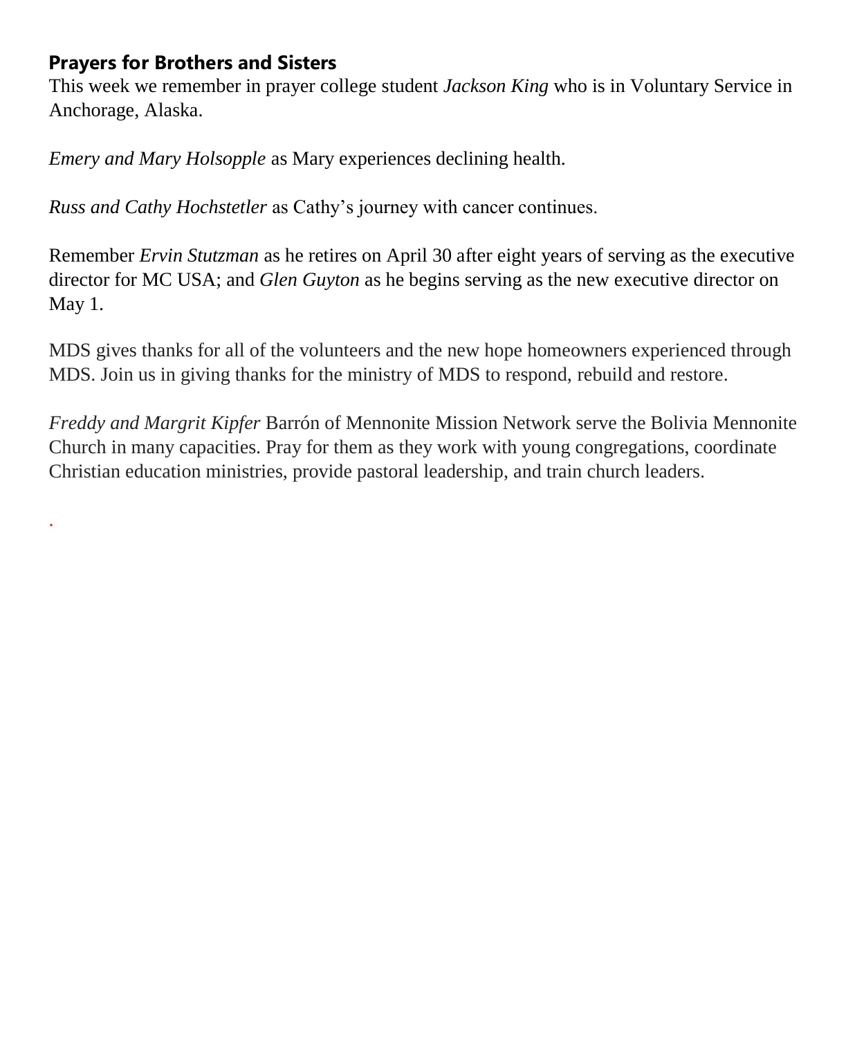## Prayers for Brothers and Sisters

This week we remember in prayer college student *Jackson King* who is in Voluntary Service in Anchorage, Alaska.

*Emery and Mary Holsopple* as Mary experiences declining health.

*Russ and Cathy Hochstetler* as Cathy's journey with cancer continues.

Remember *Ervin Stutzman* as he retires on April 30 after eight years of serving as the executive director for MC USA; and *Glen Guyton* as he begins serving as the new executive director on May 1.

MDS gives thanks for all of the volunteers and the new hope homeowners experienced through MDS. Join us in giving thanks for the ministry of MDS to respond, rebuild and restore.

*Freddy and Margrit Kipfer* Barrón of Mennonite Mission Network serve the Bolivia Mennonite Church in many capacities. Pray for them as they work with young congregations, coordinate Christian education ministries, provide pastoral leadership, and train church leaders.

.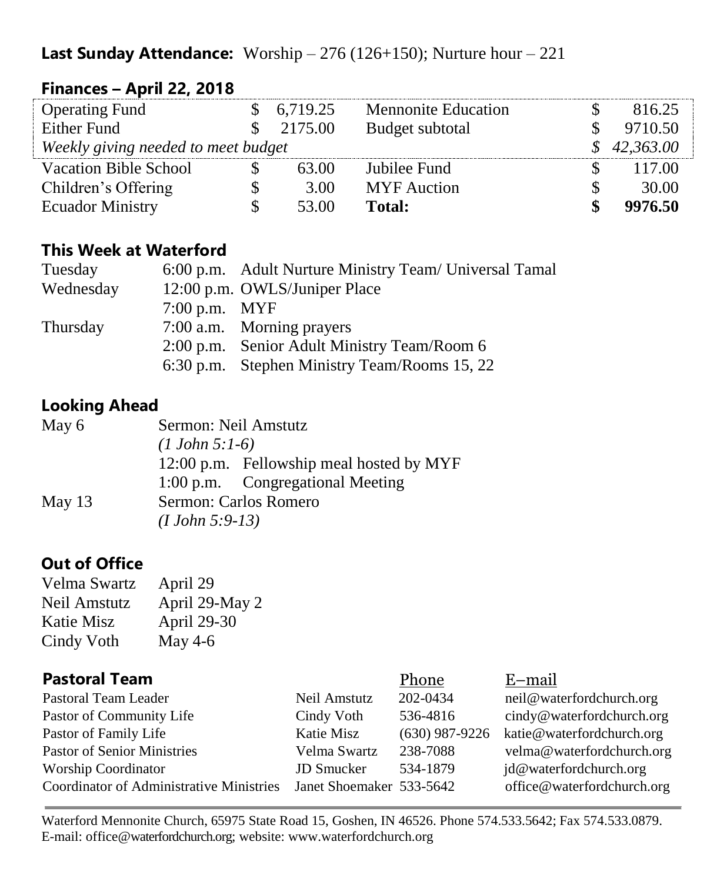**Last Sunday Attendance:** Worship – 276 (126+150); Nurture hour – 221

## Finances – April 22, 2018

| | | | |
|---|---|---|---|
| Operating Fund | $ 6,719.25 | Mennonite Education | $ 816.25 |
| Either Fund | $ 2175.00 | Budget subtotal | $ 9710.50 |
| *Weekly giving needed to meet budget* | | | *$ 42,363.00* |
| Vacation Bible School | $ 63.00 | Jubilee Fund | $ 117.00 |
| Children's Offering | $ 3.00 | MYF Auction | $ 30.00 |
| Ecuador Ministry | $ 53.00 | **Total:** | **$ 9976.50** |

## This Week at Waterford

| | | |
|---|---|---|
| Tuesday | 6:00 p.m. | Adult Nurture Ministry Team/ Universal Tamal |
| Wednesday | 12:00 p.m. | OWLS/Juniper Place |
| | 7:00 p.m. | MYF |
| Thursday | 7:00 a.m. | Morning prayers |
| | 2:00 p.m. | Senior Adult Ministry Team/Room 6 |
| | 6:30 p.m. | Stephen Ministry Team/Rooms 15, 22 |

## Looking Ahead

May 6 — Sermon: Neil Amstutz
*(1 John 5:1-6)*
12:00 p.m. Fellowship meal hosted by MYF
1:00 p.m. Congregational Meeting

May 13 — Sermon: Carlos Romero
*(I John 5:9-13)*

## Out of Office

| | |
|---|---|
| Velma Swartz | April 29 |
| Neil Amstutz | April 29-May 2 |
| Katie Misz | April 29-30 |
| Cindy Voth | May 4-6 |

## Pastoral Team

| | | Phone | E–mail |
|---|---|---|---|
| Pastoral Team Leader | Neil Amstutz | 202-0434 | neil@waterfordchurch.org |
| Pastor of Community Life | Cindy Voth | 536-4816 | cindy@waterfordchurch.org |
| Pastor of Family Life | Katie Misz | (630) 987-9226 | katie@waterfordchurch.org |
| Pastor of Senior Ministries | Velma Swartz | 238-7088 | velma@waterfordchurch.org |
| Worship Coordinator | JD Smucker | 534-1879 | jd@waterfordchurch.org |
| Coordinator of Administrative Ministries | Janet Shoemaker | 533-5642 | office@waterfordchurch.org |

Waterford Mennonite Church, 65975 State Road 15, Goshen, IN 46526. Phone 574.533.5642; Fax 574.533.0879. E-mail: office@waterfordchurch.org; website: www.waterfordchurch.org